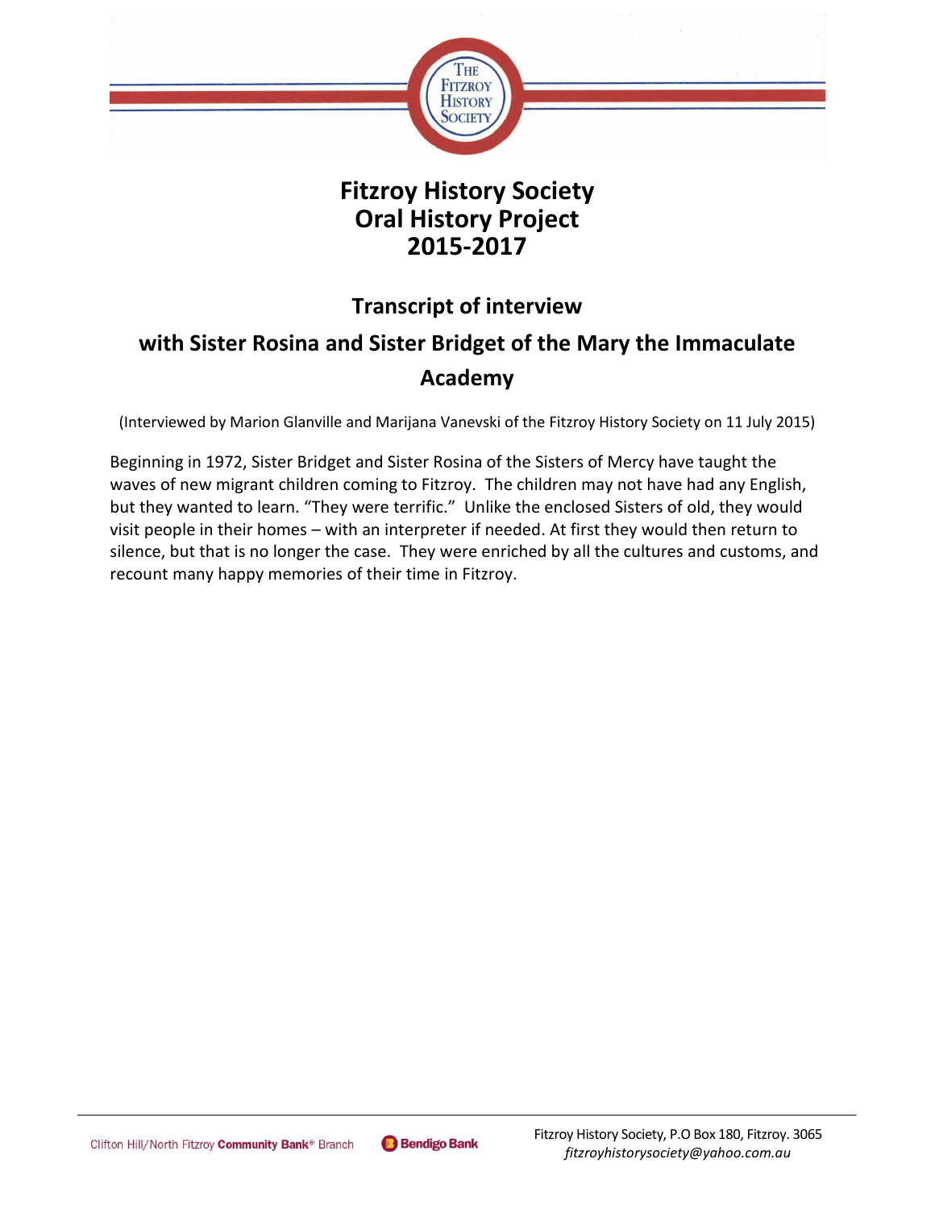# Fitzroy History Society
# Oral History Project
# 2015-2017

## Transcript of interview

## with Sister Rosina and Sister Bridget of the Mary the Immaculate Academy

(Interviewed by Marion Glanville and Marijana Vanevski of the Fitzroy History Society on 11 July 2015)

Beginning in 1972, Sister Bridget and Sister Rosina of the Sisters of Mercy have taught the waves of new migrant children coming to Fitzroy. The children may not have had any English, but they wanted to learn. "They were terrific." Unlike the enclosed Sisters of old, they would visit people in their homes – with an interpreter if needed. At first they would then return to silence, but that is no longer the case. They were enriched by all the cultures and customs, and recount many happy memories of their time in Fitzroy.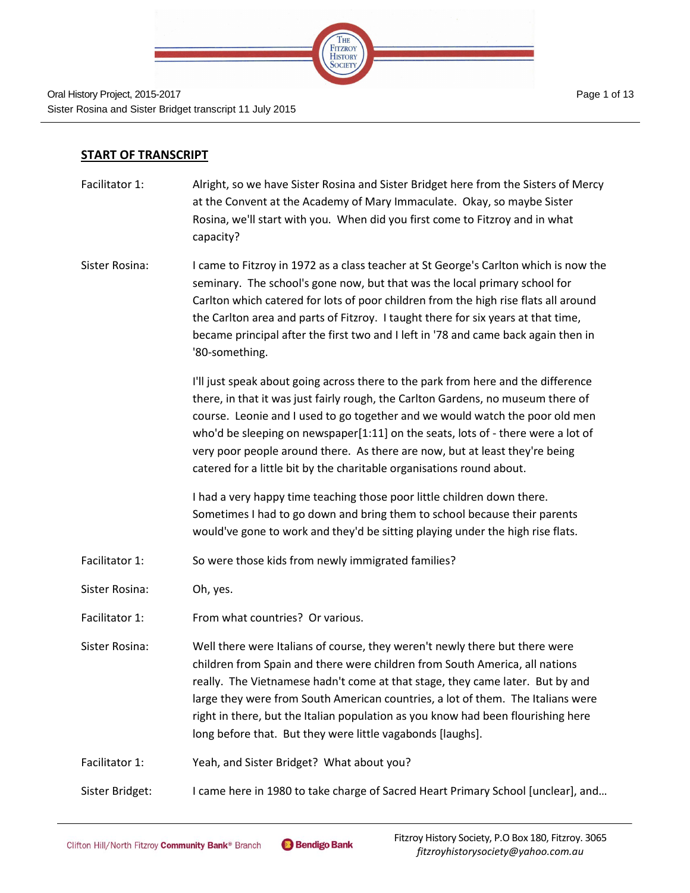## START OF TRANSCRIPT

Facilitator 1: Alright, so we have Sister Rosina and Sister Bridget here from the Sisters of Mercy at the Convent at the Academy of Mary Immaculate. Okay, so maybe Sister Rosina, we'll start with you. When did you first come to Fitzroy and in what capacity?

Sister Rosina: I came to Fitzroy in 1972 as a class teacher at St George's Carlton which is now the seminary. The school's gone now, but that was the local primary school for Carlton which catered for lots of poor children from the high rise flats all around the Carlton area and parts of Fitzroy. I taught there for six years at that time, became principal after the first two and I left in '78 and came back again then in '80-something.

I'll just speak about going across there to the park from here and the difference there, in that it was just fairly rough, the Carlton Gardens, no museum there of course. Leonie and I used to go together and we would watch the poor old men who'd be sleeping on newspaper[1:11] on the seats, lots of - there were a lot of very poor people around there. As there are now, but at least they're being catered for a little bit by the charitable organisations round about.

I had a very happy time teaching those poor little children down there. Sometimes I had to go down and bring them to school because their parents would've gone to work and they'd be sitting playing under the high rise flats.

Facilitator 1: So were those kids from newly immigrated families?

Sister Rosina: Oh, yes.

Facilitator 1: From what countries? Or various.

Sister Rosina: Well there were Italians of course, they weren't newly there but there were children from Spain and there were children from South America, all nations really. The Vietnamese hadn't come at that stage, they came later. But by and large they were from South American countries, a lot of them. The Italians were right in there, but the Italian population as you know had been flourishing here long before that. But they were little vagabonds [laughs].

Facilitator 1: Yeah, and Sister Bridget? What about you?

Sister Bridget: I came here in 1980 to take charge of Sacred Heart Primary School [unclear], and…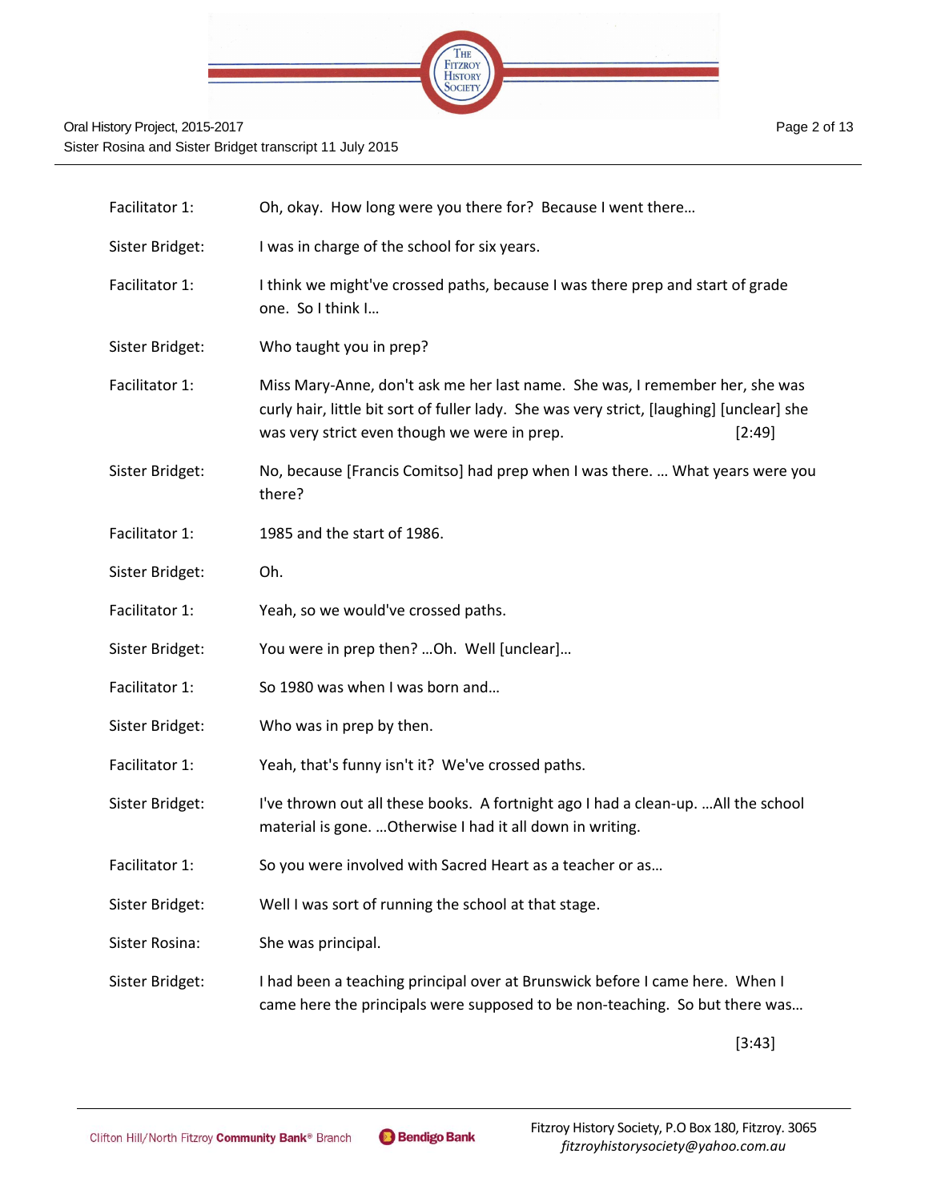| | |
|---|---|
| Facilitator 1: | Oh, okay. How long were you there for? Because I went there… |
| Sister Bridget: | I was in charge of the school for six years. |
| Facilitator 1: | I think we might've crossed paths, because I was there prep and start of grade one. So I think I… |
| Sister Bridget: | Who taught you in prep? |
| Facilitator 1: | Miss Mary-Anne, don't ask me her last name. She was, I remember her, she was curly hair, little bit sort of fuller lady. She was very strict, [laughing] [unclear] she was very strict even though we were in prep. [2:49] |
| Sister Bridget: | No, because [Francis Comitso] had prep when I was there. … What years were you there? |
| Facilitator 1: | 1985 and the start of 1986. |
| Sister Bridget: | Oh. |
| Facilitator 1: | Yeah, so we would've crossed paths. |
| Sister Bridget: | You were in prep then? …Oh. Well [unclear]… |
| Facilitator 1: | So 1980 was when I was born and… |
| Sister Bridget: | Who was in prep by then. |
| Facilitator 1: | Yeah, that's funny isn't it? We've crossed paths. |
| Sister Bridget: | I've thrown out all these books. A fortnight ago I had a clean-up. …All the school material is gone. …Otherwise I had it all down in writing. |
| Facilitator 1: | So you were involved with Sacred Heart as a teacher or as… |
| Sister Bridget: | Well I was sort of running the school at that stage. |
| Sister Rosina: | She was principal. |
| Sister Bridget: | I had been a teaching principal over at Brunswick before I came here. When I came here the principals were supposed to be non-teaching. So but there was… |

[3:43]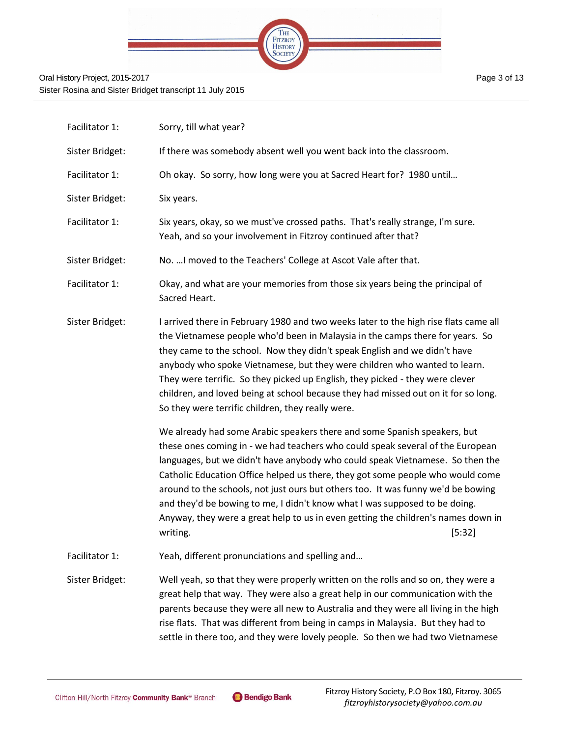Facilitator 1: Sorry, till what year?

Sister Bridget: If there was somebody absent well you went back into the classroom.

Facilitator 1: Oh okay. So sorry, how long were you at Sacred Heart for? 1980 until…

Sister Bridget: Six years.

Facilitator 1: Six years, okay, so we must've crossed paths. That's really strange, I'm sure. Yeah, and so your involvement in Fitzroy continued after that?

Sister Bridget: No. …I moved to the Teachers' College at Ascot Vale after that.

Facilitator 1: Okay, and what are your memories from those six years being the principal of Sacred Heart.

Sister Bridget: I arrived there in February 1980 and two weeks later to the high rise flats came all the Vietnamese people who'd been in Malaysia in the camps there for years. So they came to the school. Now they didn't speak English and we didn't have anybody who spoke Vietnamese, but they were children who wanted to learn. They were terrific. So they picked up English, they picked - they were clever children, and loved being at school because they had missed out on it for so long. So they were terrific children, they really were.

We already had some Arabic speakers there and some Spanish speakers, but these ones coming in - we had teachers who could speak several of the European languages, but we didn't have anybody who could speak Vietnamese. So then the Catholic Education Office helped us there, they got some people who would come around to the schools, not just ours but others too. It was funny we'd be bowing and they'd be bowing to me, I didn't know what I was supposed to be doing. Anyway, they were a great help to us in even getting the children's names down in writing. [5:32]

Facilitator 1: Yeah, different pronunciations and spelling and…

Sister Bridget: Well yeah, so that they were properly written on the rolls and so on, they were a great help that way. They were also a great help in our communication with the parents because they were all new to Australia and they were all living in the high rise flats. That was different from being in camps in Malaysia. But they had to settle in there too, and they were lovely people. So then we had two Vietnamese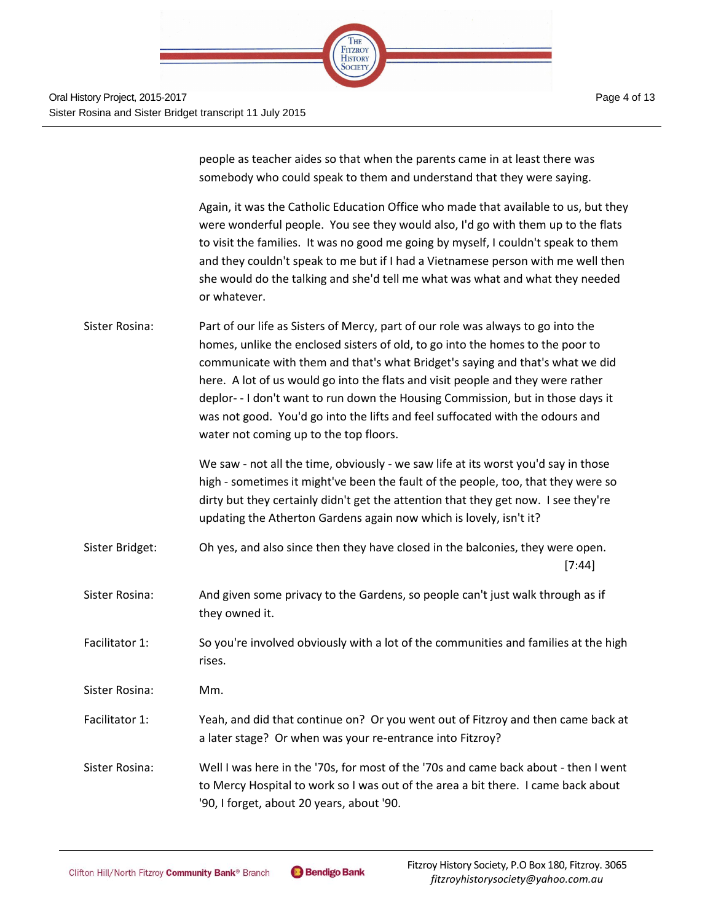people as teacher aides so that when the parents came in at least there was somebody who could speak to them and understand that they were saying.

Again, it was the Catholic Education Office who made that available to us, but they were wonderful people. You see they would also, I'd go with them up to the flats to visit the families. It was no good me going by myself, I couldn't speak to them and they couldn't speak to me but if I had a Vietnamese person with me well then she would do the talking and she'd tell me what was what and what they needed or whatever.

Sister Rosina: Part of our life as Sisters of Mercy, part of our role was always to go into the homes, unlike the enclosed sisters of old, to go into the homes to the poor to communicate with them and that's what Bridget's saying and that's what we did here. A lot of us would go into the flats and visit people and they were rather deplor- - I don't want to run down the Housing Commission, but in those days it was not good. You'd go into the lifts and feel suffocated with the odours and water not coming up to the top floors.

We saw - not all the time, obviously - we saw life at its worst you'd say in those high - sometimes it might've been the fault of the people, too, that they were so dirty but they certainly didn't get the attention that they get now. I see they're updating the Atherton Gardens again now which is lovely, isn't it?

Sister Bridget: Oh yes, and also since then they have closed in the balconies, they were open. [7:44]

Sister Rosina: And given some privacy to the Gardens, so people can't just walk through as if they owned it.

Facilitator 1: So you're involved obviously with a lot of the communities and families at the high rises.

Sister Rosina: Mm.

Facilitator 1: Yeah, and did that continue on? Or you went out of Fitzroy and then came back at a later stage? Or when was your re-entrance into Fitzroy?

Sister Rosina: Well I was here in the '70s, for most of the '70s and came back about - then I went to Mercy Hospital to work so I was out of the area a bit there. I came back about '90, I forget, about 20 years, about '90.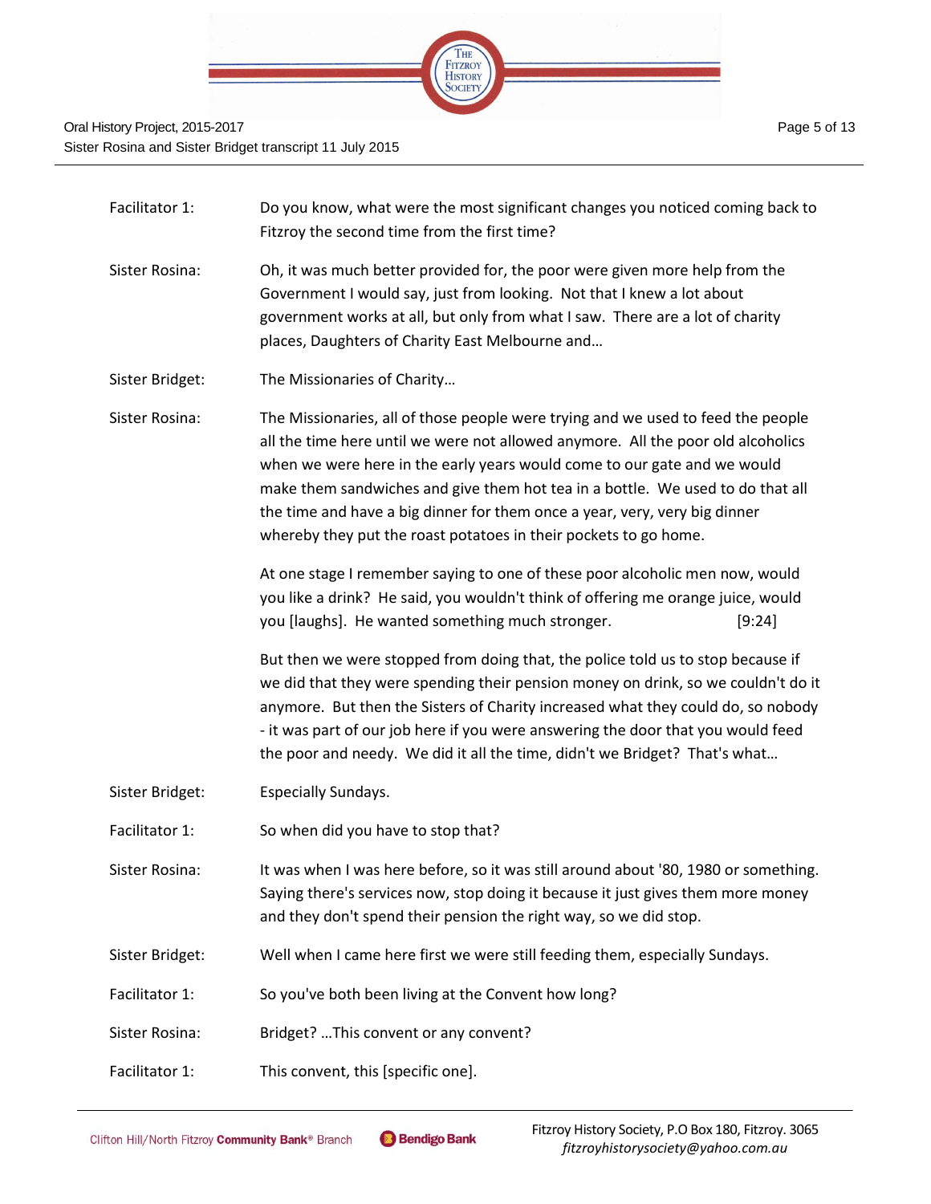Facilitator 1: Do you know, what were the most significant changes you noticed coming back to Fitzroy the second time from the first time?

Sister Rosina: Oh, it was much better provided for, the poor were given more help from the Government I would say, just from looking. Not that I knew a lot about government works at all, but only from what I saw. There are a lot of charity places, Daughters of Charity East Melbourne and…

Sister Bridget: The Missionaries of Charity…

Sister Rosina: The Missionaries, all of those people were trying and we used to feed the people all the time here until we were not allowed anymore. All the poor old alcoholics when we were here in the early years would come to our gate and we would make them sandwiches and give them hot tea in a bottle. We used to do that all the time and have a big dinner for them once a year, very, very big dinner whereby they put the roast potatoes in their pockets to go home.

At one stage I remember saying to one of these poor alcoholic men now, would you like a drink? He said, you wouldn't think of offering me orange juice, would you [laughs]. He wanted something much stronger. [9:24]

But then we were stopped from doing that, the police told us to stop because if we did that they were spending their pension money on drink, so we couldn't do it anymore. But then the Sisters of Charity increased what they could do, so nobody - it was part of our job here if you were answering the door that you would feed the poor and needy. We did it all the time, didn't we Bridget? That's what…

Sister Bridget: Especially Sundays.

Facilitator 1: So when did you have to stop that?

Sister Rosina: It was when I was here before, so it was still around about '80, 1980 or something. Saying there's services now, stop doing it because it just gives them more money and they don't spend their pension the right way, so we did stop.

Sister Bridget: Well when I came here first we were still feeding them, especially Sundays.

Facilitator 1: So you've both been living at the Convent how long?

Sister Rosina: Bridget? …This convent or any convent?

Facilitator 1: This convent, this [specific one].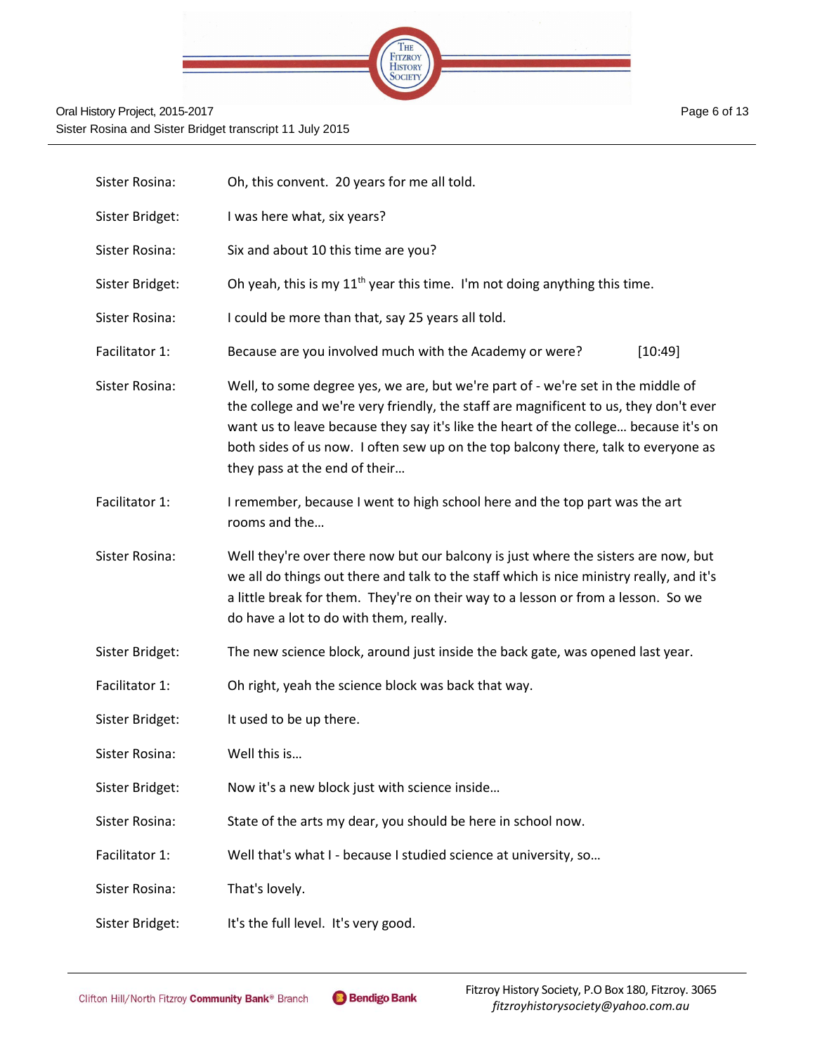| | |
|---|---|
| Sister Rosina: | Oh, this convent. 20 years for me all told. |
| Sister Bridget: | I was here what, six years? |
| Sister Rosina: | Six and about 10 this time are you? |
| Sister Bridget: | Oh yeah, this is my 11th year this time. I'm not doing anything this time. |
| Sister Rosina: | I could be more than that, say 25 years all told. |
| Facilitator 1: | Because are you involved much with the Academy or were? [10:49] |
| Sister Rosina: | Well, to some degree yes, we are, but we're part of - we're set in the middle of the college and we're very friendly, the staff are magnificent to us, they don't ever want us to leave because they say it's like the heart of the college… because it's on both sides of us now. I often sew up on the top balcony there, talk to everyone as they pass at the end of their… |
| Facilitator 1: | I remember, because I went to high school here and the top part was the art rooms and the… |
| Sister Rosina: | Well they're over there now but our balcony is just where the sisters are now, but we all do things out there and talk to the staff which is nice ministry really, and it's a little break for them. They're on their way to a lesson or from a lesson. So we do have a lot to do with them, really. |
| Sister Bridget: | The new science block, around just inside the back gate, was opened last year. |
| Facilitator 1: | Oh right, yeah the science block was back that way. |
| Sister Bridget: | It used to be up there. |
| Sister Rosina: | Well this is… |
| Sister Bridget: | Now it's a new block just with science inside… |
| Sister Rosina: | State of the arts my dear, you should be here in school now. |
| Facilitator 1: | Well that's what I - because I studied science at university, so… |
| Sister Rosina: | That's lovely. |
| Sister Bridget: | It's the full level. It's very good. |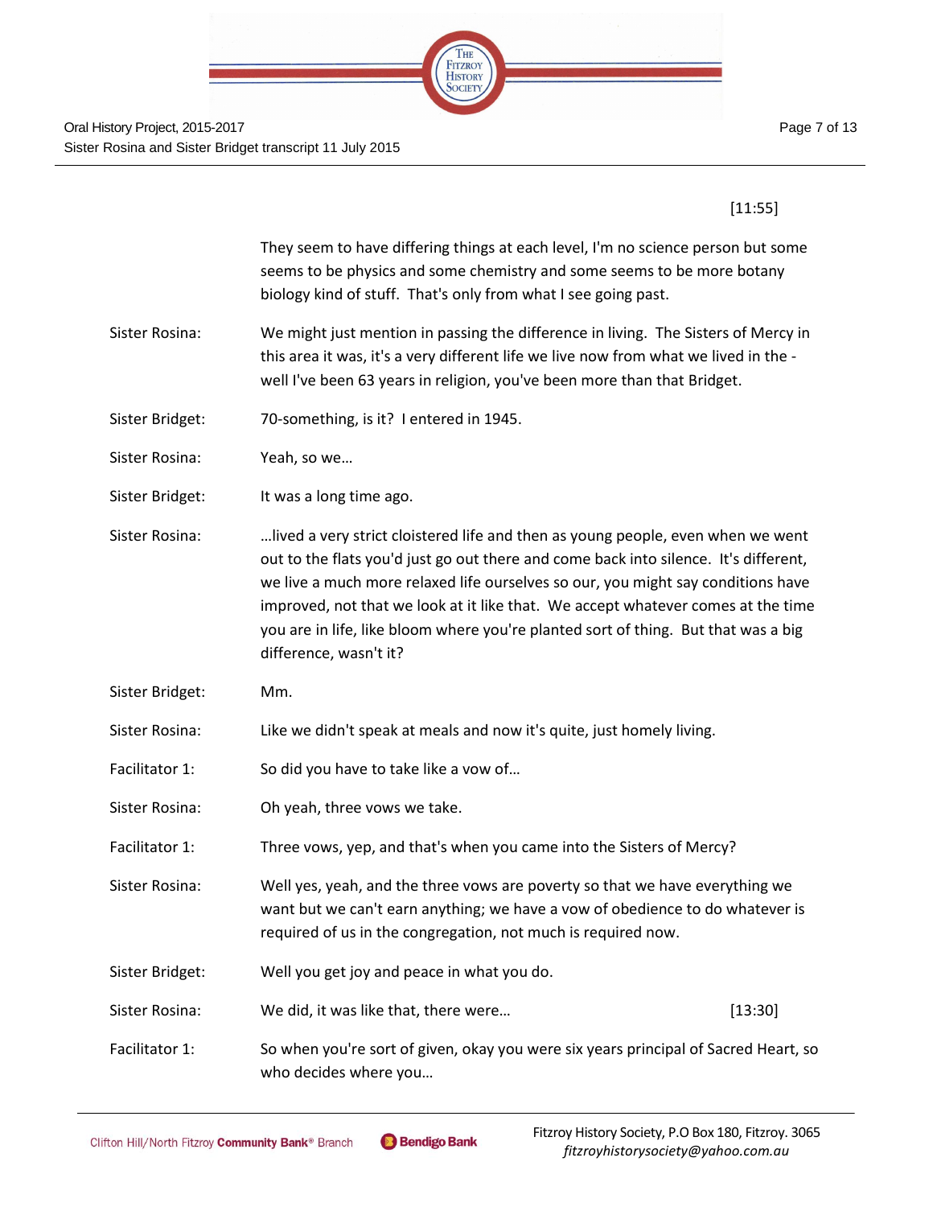[11:55]

They seem to have differing things at each level, I'm no science person but some seems to be physics and some chemistry and some seems to be more botany biology kind of stuff. That's only from what I see going past.

**Sister Rosina:** We might just mention in passing the difference in living. The Sisters of Mercy in this area it was, it's a very different life we live now from what we lived in the - well I've been 63 years in religion, you've been more than that Bridget.

**Sister Bridget:** 70-something, is it? I entered in 1945.

**Sister Rosina:** Yeah, so we…

**Sister Bridget:** It was a long time ago.

**Sister Rosina:** …lived a very strict cloistered life and then as young people, even when we went out to the flats you'd just go out there and come back into silence. It's different, we live a much more relaxed life ourselves so our, you might say conditions have improved, not that we look at it like that. We accept whatever comes at the time you are in life, like bloom where you're planted sort of thing. But that was a big difference, wasn't it?

**Sister Bridget:** Mm.

**Sister Rosina:** Like we didn't speak at meals and now it's quite, just homely living.

**Facilitator 1:** So did you have to take like a vow of…

**Sister Rosina:** Oh yeah, three vows we take.

**Facilitator 1:** Three vows, yep, and that's when you came into the Sisters of Mercy?

**Sister Rosina:** Well yes, yeah, and the three vows are poverty so that we have everything we want but we can't earn anything; we have a vow of obedience to do whatever is required of us in the congregation, not much is required now.

**Sister Bridget:** Well you get joy and peace in what you do.

**Sister Rosina:** We did, it was like that, there were… [13:30]

**Facilitator 1:** So when you're sort of given, okay you were six years principal of Sacred Heart, so who decides where you…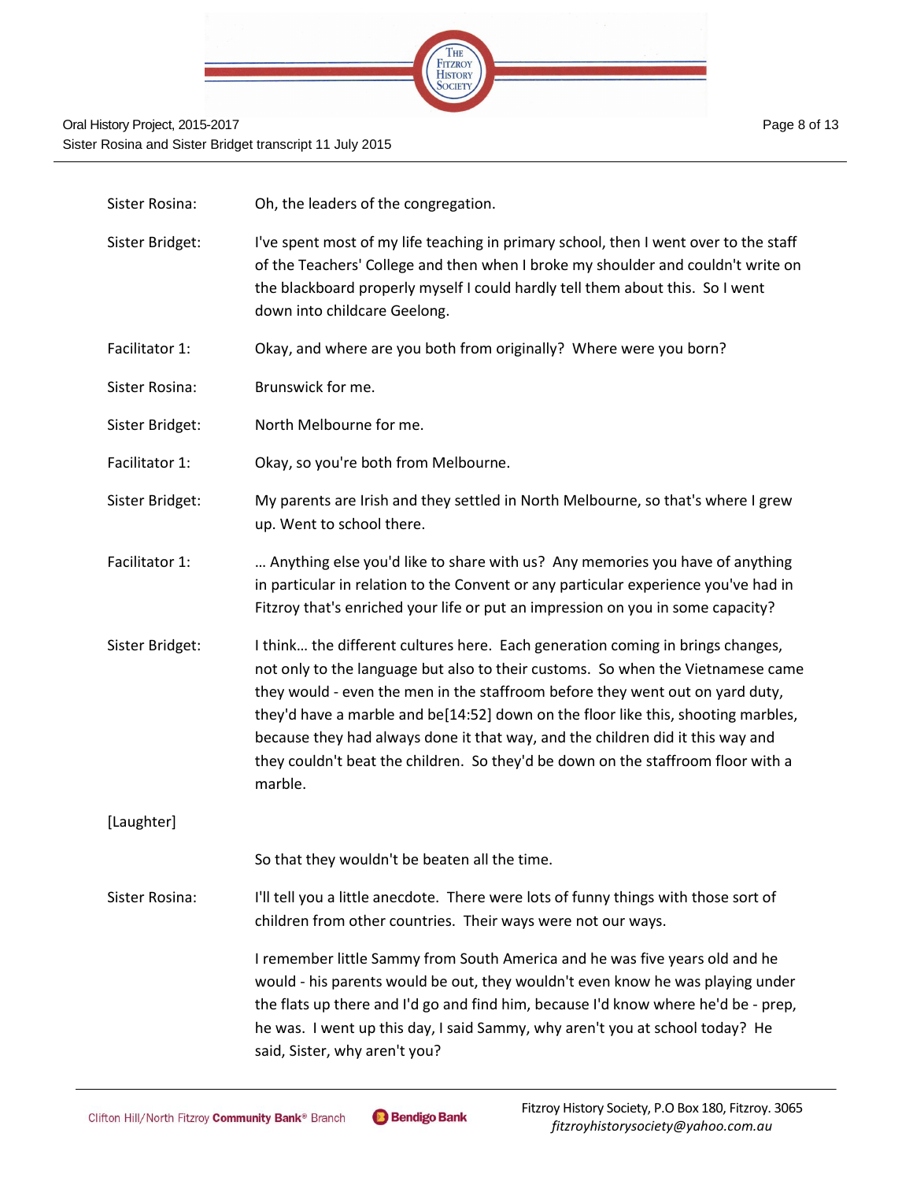| | |
|---|---|
| Sister Rosina: | Oh, the leaders of the congregation. |
| Sister Bridget: | I've spent most of my life teaching in primary school, then I went over to the staff of the Teachers' College and then when I broke my shoulder and couldn't write on the blackboard properly myself I could hardly tell them about this. So I went down into childcare Geelong. |
| Facilitator 1: | Okay, and where are you both from originally? Where were you born? |
| Sister Rosina: | Brunswick for me. |
| Sister Bridget: | North Melbourne for me. |
| Facilitator 1: | Okay, so you're both from Melbourne. |
| Sister Bridget: | My parents are Irish and they settled in North Melbourne, so that's where I grew up. Went to school there. |
| Facilitator 1: | … Anything else you'd like to share with us? Any memories you have of anything in particular in relation to the Convent or any particular experience you've had in Fitzroy that's enriched your life or put an impression on you in some capacity? |
| Sister Bridget: | I think… the different cultures here. Each generation coming in brings changes, not only to the language but also to their customs. So when the Vietnamese came they would - even the men in the staffroom before they went out on yard duty, they'd have a marble and be[14:52] down on the floor like this, shooting marbles, because they had always done it that way, and the children did it this way and they couldn't beat the children. So they'd be down on the staffroom floor with a marble. |
| [Laughter] | |
| | So that they wouldn't be beaten all the time. |
| Sister Rosina: | I'll tell you a little anecdote. There were lots of funny things with those sort of children from other countries. Their ways were not our ways. |
| | I remember little Sammy from South America and he was five years old and he would - his parents would be out, they wouldn't even know he was playing under the flats up there and I'd go and find him, because I'd know where he'd be - prep, he was. I went up this day, I said Sammy, why aren't you at school today? He said, Sister, why aren't you? |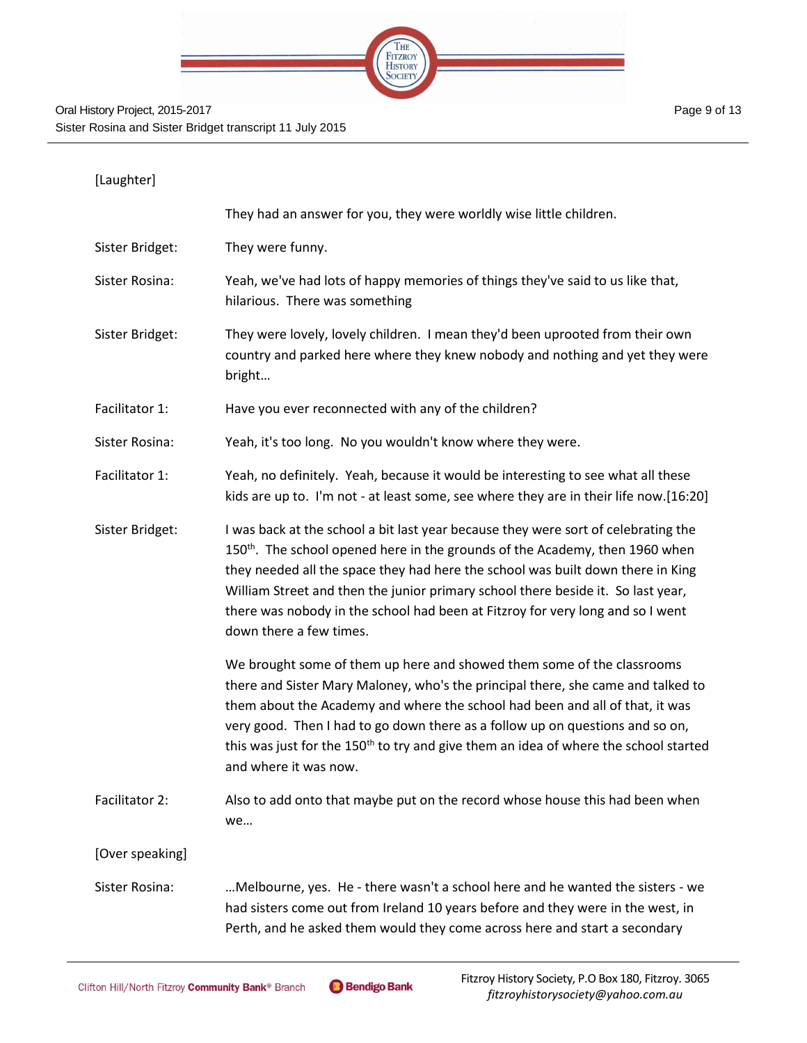[Laughter]

They had an answer for you, they were worldly wise little children.

Sister Bridget: They were funny.

Sister Rosina: Yeah, we've had lots of happy memories of things they've said to us like that, hilarious. There was something

Sister Bridget: They were lovely, lovely children. I mean they'd been uprooted from their own country and parked here where they knew nobody and nothing and yet they were bright…

Facilitator 1: Have you ever reconnected with any of the children?

Sister Rosina: Yeah, it's too long. No you wouldn't know where they were.

Facilitator 1: Yeah, no definitely. Yeah, because it would be interesting to see what all these kids are up to. I'm not - at least some, see where they are in their life now.[16:20]

Sister Bridget: I was back at the school a bit last year because they were sort of celebrating the 150th. The school opened here in the grounds of the Academy, then 1960 when they needed all the space they had here the school was built down there in King William Street and then the junior primary school there beside it. So last year, there was nobody in the school had been at Fitzroy for very long and so I went down there a few times.

We brought some of them up here and showed them some of the classrooms there and Sister Mary Maloney, who's the principal there, she came and talked to them about the Academy and where the school had been and all of that, it was very good. Then I had to go down there as a follow up on questions and so on, this was just for the 150th to try and give them an idea of where the school started and where it was now.

Facilitator 2: Also to add onto that maybe put on the record whose house this had been when we…

[Over speaking]

Sister Rosina: …Melbourne, yes. He - there wasn't a school here and he wanted the sisters - we had sisters come out from Ireland 10 years before and they were in the west, in Perth, and he asked them would they come across here and start a secondary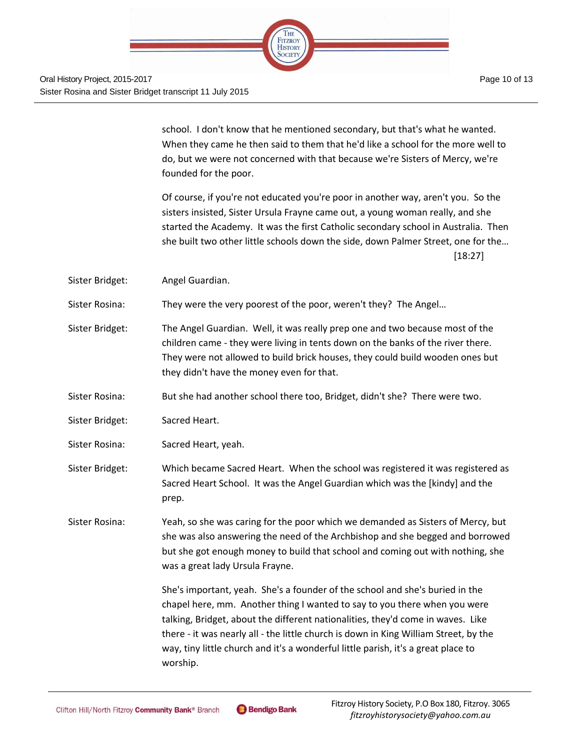school. I don't know that he mentioned secondary, but that's what he wanted. When they came he then said to them that he'd like a school for the more well to do, but we were not concerned with that because we're Sisters of Mercy, we're founded for the poor.

Of course, if you're not educated you're poor in another way, aren't you. So the sisters insisted, Sister Ursula Frayne came out, a young woman really, and she started the Academy. It was the first Catholic secondary school in Australia. Then she built two other little schools down the side, down Palmer Street, one for the… [18:27]

Sister Bridget: Angel Guardian.

Sister Rosina: They were the very poorest of the poor, weren't they? The Angel…

Sister Bridget: The Angel Guardian. Well, it was really prep one and two because most of the children came - they were living in tents down on the banks of the river there. They were not allowed to build brick houses, they could build wooden ones but they didn't have the money even for that.

Sister Rosina: But she had another school there too, Bridget, didn't she? There were two.

Sister Bridget: Sacred Heart.

Sister Rosina: Sacred Heart, yeah.

Sister Bridget: Which became Sacred Heart. When the school was registered it was registered as Sacred Heart School. It was the Angel Guardian which was the [kindy] and the prep.

Sister Rosina: Yeah, so she was caring for the poor which we demanded as Sisters of Mercy, but she was also answering the need of the Archbishop and she begged and borrowed but she got enough money to build that school and coming out with nothing, she was a great lady Ursula Frayne.

She's important, yeah. She's a founder of the school and she's buried in the chapel here, mm. Another thing I wanted to say to you there when you were talking, Bridget, about the different nationalities, they'd come in waves. Like there - it was nearly all - the little church is down in King William Street, by the way, tiny little church and it's a wonderful little parish, it's a great place to worship.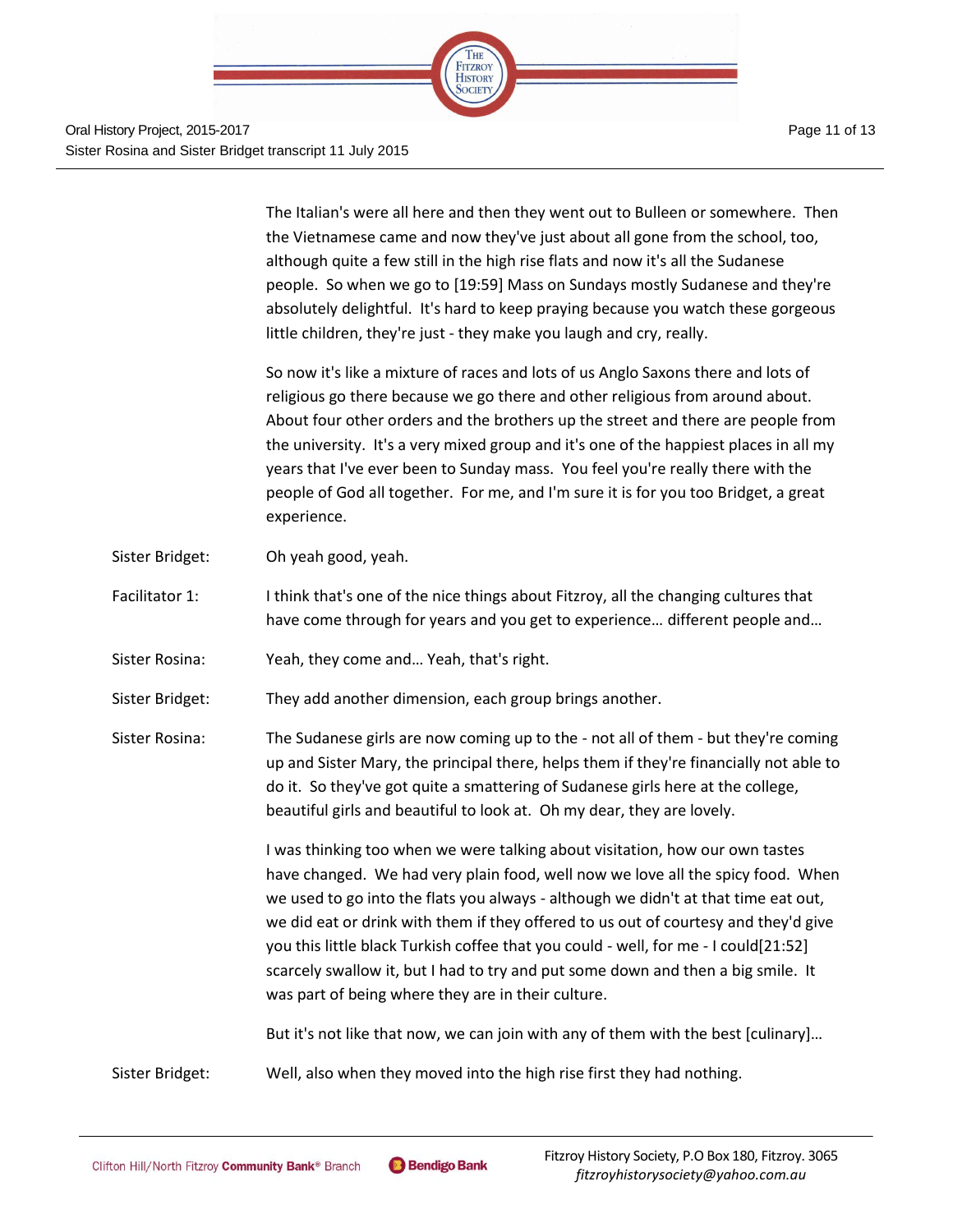The Italian's were all here and then they went out to Bulleen or somewhere. Then the Vietnamese came and now they've just about all gone from the school, too, although quite a few still in the high rise flats and now it's all the Sudanese people. So when we go to [19:59] Mass on Sundays mostly Sudanese and they're absolutely delightful. It's hard to keep praying because you watch these gorgeous little children, they're just - they make you laugh and cry, really.

So now it's like a mixture of races and lots of us Anglo Saxons there and lots of religious go there because we go there and other religious from around about. About four other orders and the brothers up the street and there are people from the university. It's a very mixed group and it's one of the happiest places in all my years that I've ever been to Sunday mass. You feel you're really there with the people of God all together. For me, and I'm sure it is for you too Bridget, a great experience.

Sister Bridget: Oh yeah good, yeah.

Facilitator 1: I think that's one of the nice things about Fitzroy, all the changing cultures that have come through for years and you get to experience… different people and…

Sister Rosina: Yeah, they come and… Yeah, that's right.

Sister Bridget: They add another dimension, each group brings another.

Sister Rosina: The Sudanese girls are now coming up to the - not all of them - but they're coming up and Sister Mary, the principal there, helps them if they're financially not able to do it. So they've got quite a smattering of Sudanese girls here at the college, beautiful girls and beautiful to look at. Oh my dear, they are lovely.

I was thinking too when we were talking about visitation, how our own tastes have changed. We had very plain food, well now we love all the spicy food. When we used to go into the flats you always - although we didn't at that time eat out, we did eat or drink with them if they offered to us out of courtesy and they'd give you this little black Turkish coffee that you could - well, for me - I could[21:52] scarcely swallow it, but I had to try and put some down and then a big smile. It was part of being where they are in their culture.

But it's not like that now, we can join with any of them with the best [culinary]…

Sister Bridget: Well, also when they moved into the high rise first they had nothing.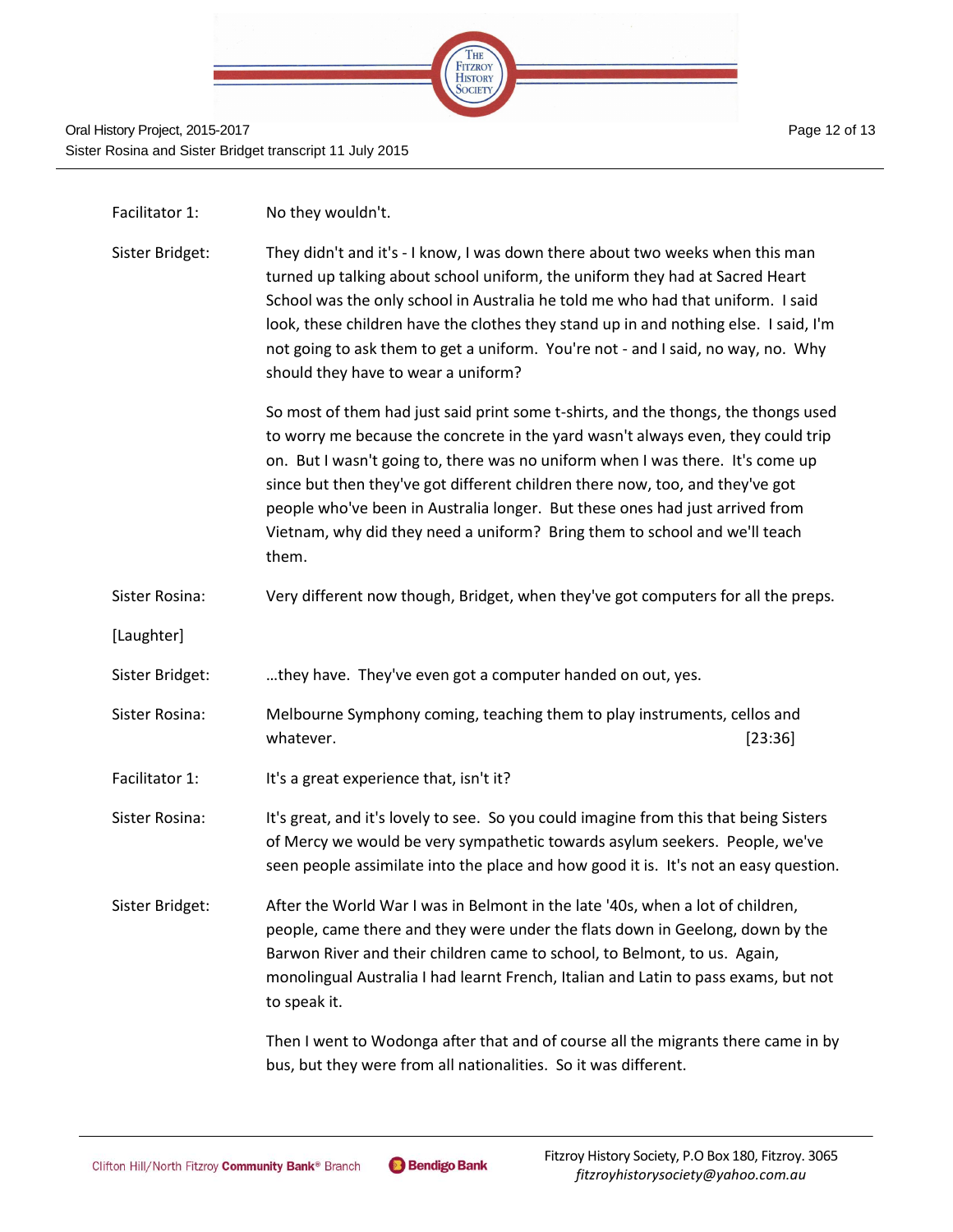| | |
|---|---|
| Facilitator 1: | No they wouldn't. |
| Sister Bridget: | They didn't and it's - I know, I was down there about two weeks when this man turned up talking about school uniform, the uniform they had at Sacred Heart School was the only school in Australia he told me who had that uniform. I said look, these children have the clothes they stand up in and nothing else. I said, I'm not going to ask them to get a uniform. You're not - and I said, no way, no. Why should they have to wear a uniform? |
| | So most of them had just said print some t-shirts, and the thongs, the thongs used to worry me because the concrete in the yard wasn't always even, they could trip on. But I wasn't going to, there was no uniform when I was there. It's come up since but then they've got different children there now, too, and they've got people who've been in Australia longer. But these ones had just arrived from Vietnam, why did they need a uniform? Bring them to school and we'll teach them. |
| Sister Rosina: | Very different now though, Bridget, when they've got computers for all the preps. |
| [Laughter] | |
| Sister Bridget: | …they have. They've even got a computer handed on out, yes. |
| Sister Rosina: | Melbourne Symphony coming, teaching them to play instruments, cellos and whatever. [23:36] |
| Facilitator 1: | It's a great experience that, isn't it? |
| Sister Rosina: | It's great, and it's lovely to see. So you could imagine from this that being Sisters of Mercy we would be very sympathetic towards asylum seekers. People, we've seen people assimilate into the place and how good it is. It's not an easy question. |
| Sister Bridget: | After the World War I was in Belmont in the late '40s, when a lot of children, people, came there and they were under the flats down in Geelong, down by the Barwon River and their children came to school, to Belmont, to us. Again, monolingual Australia I had learnt French, Italian and Latin to pass exams, but not to speak it. |
| | Then I went to Wodonga after that and of course all the migrants there came in by bus, but they were from all nationalities. So it was different. |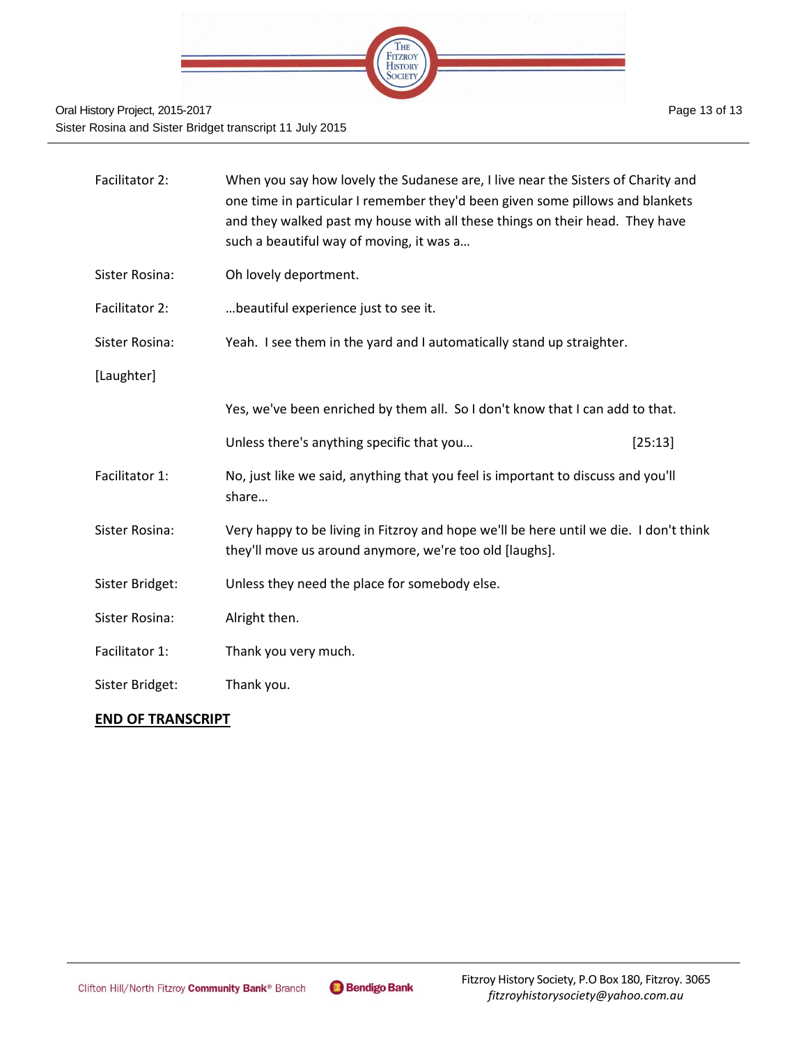| | |
|---|---|
| Facilitator 2: | When you say how lovely the Sudanese are, I live near the Sisters of Charity and one time in particular I remember they'd been given some pillows and blankets and they walked past my house with all these things on their head. They have such a beautiful way of moving, it was a… |
| Sister Rosina: | Oh lovely deportment. |
| Facilitator 2: | …beautiful experience just to see it. |
| Sister Rosina: | Yeah. I see them in the yard and I automatically stand up straighter. |
| [Laughter] | |
| | Yes, we've been enriched by them all. So I don't know that I can add to that. |
| | Unless there's anything specific that you… [25:13] |
| Facilitator 1: | No, just like we said, anything that you feel is important to discuss and you'll share… |
| Sister Rosina: | Very happy to be living in Fitzroy and hope we'll be here until we die. I don't think they'll move us around anymore, we're too old [laughs]. |
| Sister Bridget: | Unless they need the place for somebody else. |
| Sister Rosina: | Alright then. |
| Facilitator 1: | Thank you very much. |
| Sister Bridget: | Thank you. |

**END OF TRANSCRIPT**